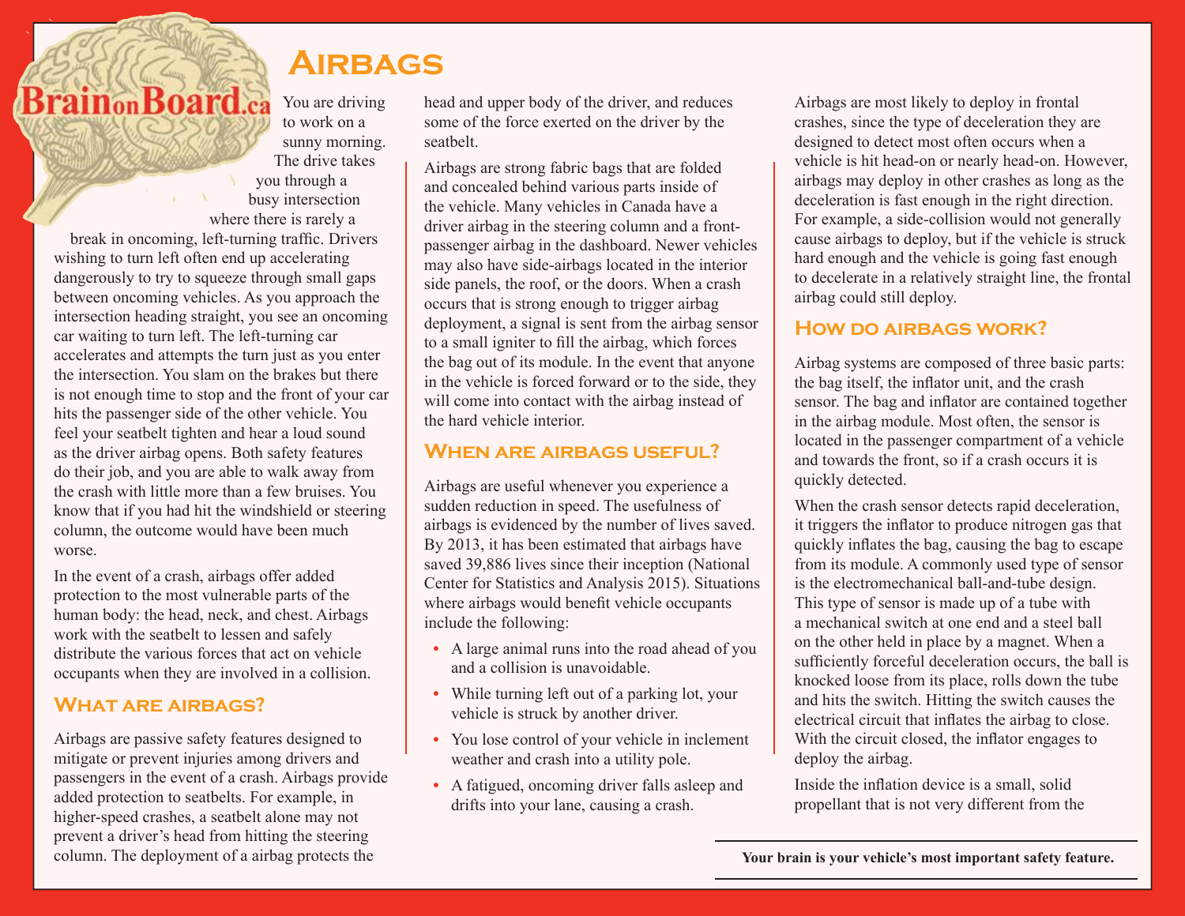# Airbags

You are driving to work on a sunny morning. The drive takes you through a busy intersection where there is rarely a break in oncoming, left-turning traffic. Drivers wishing to turn left often end up accelerating dangerously to try to squeeze through small gaps between oncoming vehicles. As you approach the intersection heading straight, you see an oncoming car waiting to turn left. The left-turning car accelerates and attempts the turn just as you enter the intersection. You slam on the brakes but there is not enough time to stop and the front of your car hits the passenger side of the other vehicle. You feel your seatbelt tighten and hear a loud sound as the driver airbag opens. Both safety features do their job, and you are able to walk away from the crash with little more than a few bruises. You know that if you had hit the windshield or steering column, the outcome would have been much worse.

In the event of a crash, airbags offer added protection to the most vulnerable parts of the human body: the head, neck, and chest. Airbags work with the seatbelt to lessen and safely distribute the various forces that act on vehicle occupants when they are involved in a collision.

## What are airbags?

Airbags are passive safety features designed to mitigate or prevent injuries among drivers and passengers in the event of a crash. Airbags provide added protection to seatbelts. For example, in higher-speed crashes, a seatbelt alone may not prevent a driver's head from hitting the steering column. The deployment of a airbag protects the head and upper body of the driver, and reduces some of the force exerted on the driver by the seatbelt.

Airbags are strong fabric bags that are folded and concealed behind various parts inside of the vehicle. Many vehicles in Canada have a driver airbag in the steering column and a front-passenger airbag in the dashboard. Newer vehicles may also have side-airbags located in the interior side panels, the roof, or the doors. When a crash occurs that is strong enough to trigger airbag deployment, a signal is sent from the airbag sensor to a small igniter to fill the airbag, which forces the bag out of its module. In the event that anyone in the vehicle is forced forward or to the side, they will come into contact with the airbag instead of the hard vehicle interior.

## When are airbags useful?

Airbags are useful whenever you experience a sudden reduction in speed. The usefulness of airbags is evidenced by the number of lives saved. By 2013, it has been estimated that airbags have saved 39,886 lives since their inception (National Center for Statistics and Analysis 2015). Situations where airbags would benefit vehicle occupants include the following:

- A large animal runs into the road ahead of you and a collision is unavoidable.
- While turning left out of a parking lot, your vehicle is struck by another driver.
- You lose control of your vehicle in inclement weather and crash into a utility pole.
- A fatigued, oncoming driver falls asleep and drifts into your lane, causing a crash.

Airbags are most likely to deploy in frontal crashes, since the type of deceleration they are designed to detect most often occurs when a vehicle is hit head-on or nearly head-on. However, airbags may deploy in other crashes as long as the deceleration is fast enough in the right direction. For example, a side-collision would not generally cause airbags to deploy, but if the vehicle is struck hard enough and the vehicle is going fast enough to decelerate in a relatively straight line, the frontal airbag could still deploy.

## How do airbags work?

Airbag systems are composed of three basic parts: the bag itself, the inflator unit, and the crash sensor. The bag and inflator are contained together in the airbag module. Most often, the sensor is located in the passenger compartment of a vehicle and towards the front, so if a crash occurs it is quickly detected.

When the crash sensor detects rapid deceleration, it triggers the inflator to produce nitrogen gas that quickly inflates the bag, causing the bag to escape from its module. A commonly used type of sensor is the electromechanical ball-and-tube design. This type of sensor is made up of a tube with a mechanical switch at one end and a steel ball on the other held in place by a magnet. When a sufficiently forceful deceleration occurs, the ball is knocked loose from its place, rolls down the tube and hits the switch. Hitting the switch causes the electrical circuit that inflates the airbag to close. With the circuit closed, the inflator engages to deploy the airbag.

Inside the inflation device is a small, solid propellant that is not very different from the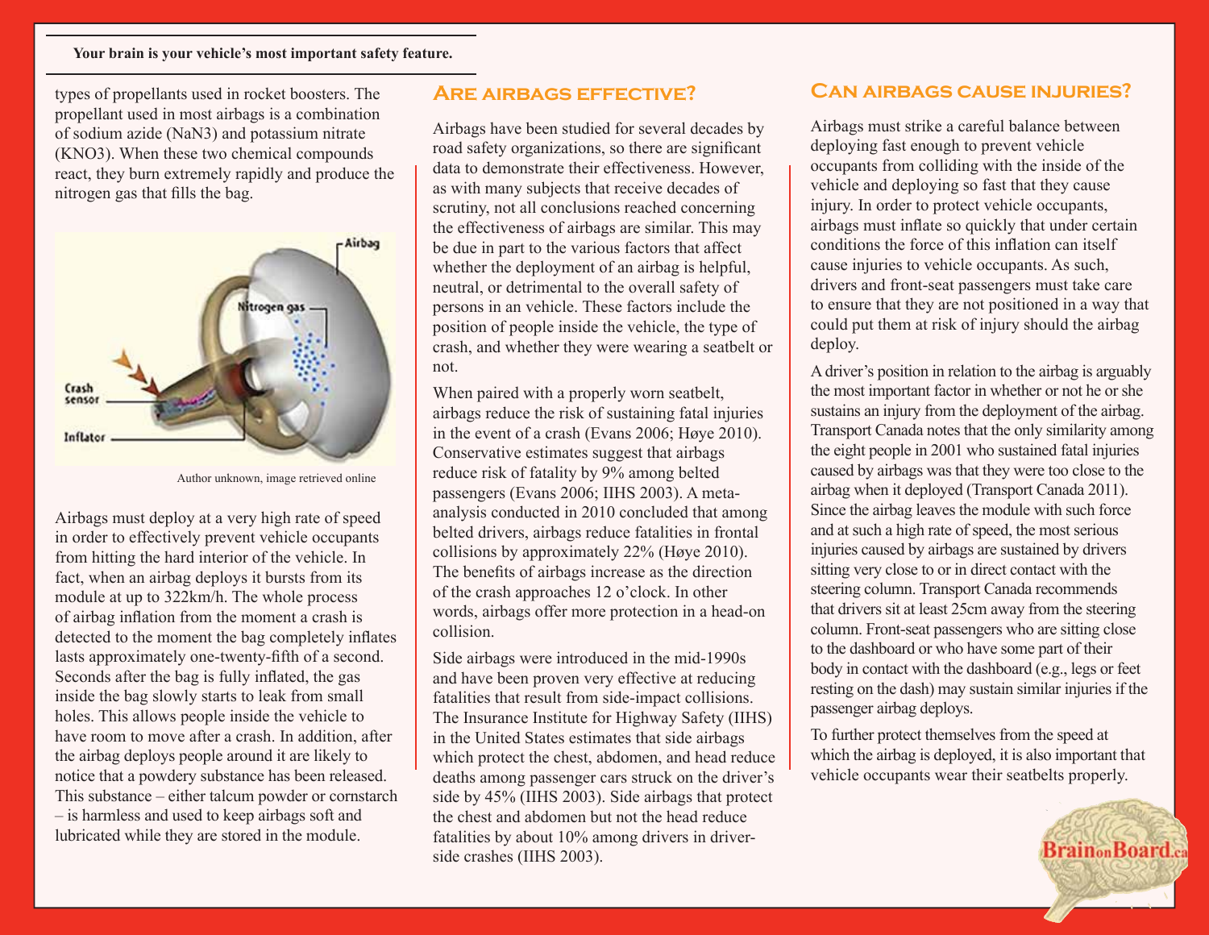types of propellants used in rocket boosters. The propellant used in most airbags is a combination of sodium azide (NaN3) and potassium nitrate (KNO3). When these two chemical compounds react, they burn extremely rapidly and produce the nitrogen gas that fills the bag.

Author unknown, image retrieved online

Airbags must deploy at a very high rate of speed in order to effectively prevent vehicle occupants from hitting the hard interior of the vehicle. In fact, when an airbag deploys it bursts from its module at up to 322km/h. The whole process of airbag inflation from the moment a crash is detected to the moment the bag completely inflates lasts approximately one-twenty-fifth of a second. Seconds after the bag is fully inflated, the gas inside the bag slowly starts to leak from small holes. This allows people inside the vehicle to have room to move after a crash. In addition, after the airbag deploys people around it are likely to notice that a powdery substance has been released. This substance – either talcum powder or cornstarch – is harmless and used to keep airbags soft and lubricated while they are stored in the module.

## Are airbags effective?

Airbags have been studied for several decades by road safety organizations, so there are significant data to demonstrate their effectiveness. However, as with many subjects that receive decades of scrutiny, not all conclusions reached concerning the effectiveness of airbags are similar. This may be due in part to the various factors that affect whether the deployment of an airbag is helpful, neutral, or detrimental to the overall safety of persons in an vehicle. These factors include the position of people inside the vehicle, the type of crash, and whether they were wearing a seatbelt or not.

When paired with a properly worn seatbelt, airbags reduce the risk of sustaining fatal injuries in the event of a crash (Evans 2006; Høye 2010). Conservative estimates suggest that airbags reduce risk of fatality by 9% among belted passengers (Evans 2006; IIHS 2003). A meta-analysis conducted in 2010 concluded that among belted drivers, airbags reduce fatalities in frontal collisions by approximately 22% (Høye 2010). The benefits of airbags increase as the direction of the crash approaches 12 o'clock. In other words, airbags offer more protection in a head-on collision.

Side airbags were introduced in the mid-1990s and have been proven very effective at reducing fatalities that result from side-impact collisions. The Insurance Institute for Highway Safety (IIHS) in the United States estimates that side airbags which protect the chest, abdomen, and head reduce deaths among passenger cars struck on the driver's side by 45% (IIHS 2003). Side airbags that protect the chest and abdomen but not the head reduce fatalities by about 10% among drivers in driver-side crashes (IIHS 2003).

## Can airbags cause injuries?

Airbags must strike a careful balance between deploying fast enough to prevent vehicle occupants from colliding with the inside of the vehicle and deploying so fast that they cause injury. In order to protect vehicle occupants, airbags must inflate so quickly that under certain conditions the force of this inflation can itself cause injuries to vehicle occupants. As such, drivers and front-seat passengers must take care to ensure that they are not positioned in a way that could put them at risk of injury should the airbag deploy.

A driver's position in relation to the airbag is arguably the most important factor in whether or not he or she sustains an injury from the deployment of the airbag. Transport Canada notes that the only similarity among the eight people in 2001 who sustained fatal injuries caused by airbags was that they were too close to the airbag when it deployed (Transport Canada 2011). Since the airbag leaves the module with such force and at such a high rate of speed, the most serious injuries caused by airbags are sustained by drivers sitting very close to or in direct contact with the steering column. Transport Canada recommends that drivers sit at least 25cm away from the steering column. Front-seat passengers who are sitting close to the dashboard or who have some part of their body in contact with the dashboard (e.g., legs or feet resting on the dash) may sustain similar injuries if the passenger airbag deploys.

To further protect themselves from the speed at which the airbag is deployed, it is also important that vehicle occupants wear their seatbelts properly.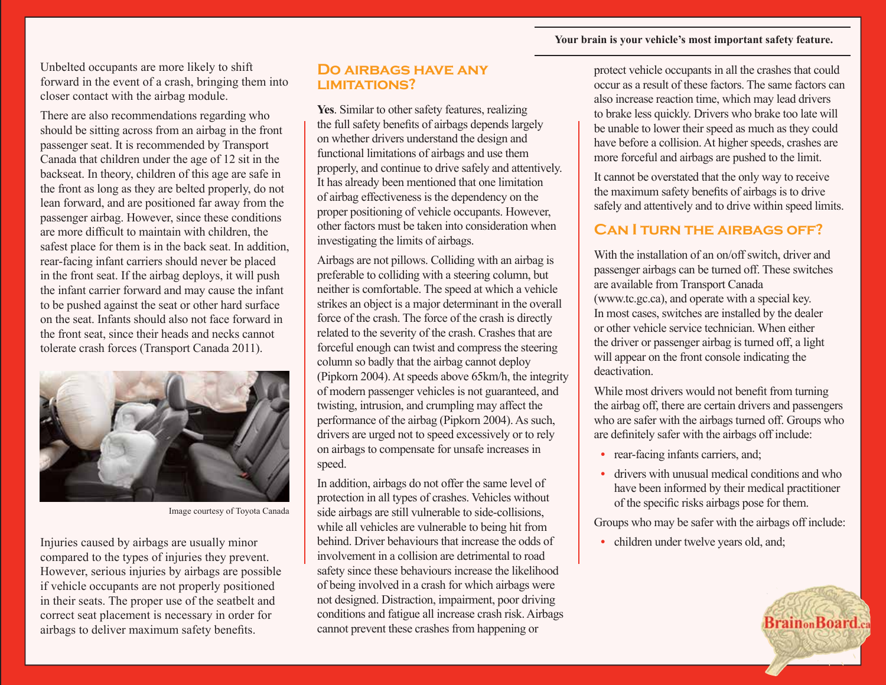Unbelted occupants are more likely to shift forward in the event of a crash, bringing them into closer contact with the airbag module.

There are also recommendations regarding who should be sitting across from an airbag in the front passenger seat. It is recommended by Transport Canada that children under the age of 12 sit in the backseat. In theory, children of this age are safe in the front as long as they are belted properly, do not lean forward, and are positioned far away from the passenger airbag. However, since these conditions are more difficult to maintain with children, the safest place for them is in the back seat. In addition, rear-facing infant carriers should never be placed in the front seat. If the airbag deploys, it will push the infant carrier forward and may cause the infant to be pushed against the seat or other hard surface on the seat. Infants should also not face forward in the front seat, since their heads and necks cannot tolerate crash forces (Transport Canada 2011).

Image courtesy of Toyota Canada

Injuries caused by airbags are usually minor compared to the types of injuries they prevent. However, serious injuries by airbags are possible if vehicle occupants are not properly positioned in their seats. The proper use of the seatbelt and correct seat placement is necessary in order for airbags to deliver maximum safety benefits.

## Do airbags have any limitations?

**Yes**. Similar to other safety features, realizing the full safety benefits of airbags depends largely on whether drivers understand the design and functional limitations of airbags and use them properly, and continue to drive safely and attentively. It has already been mentioned that one limitation of airbag effectiveness is the dependency on the proper positioning of vehicle occupants. However, other factors must be taken into consideration when investigating the limits of airbags.

Airbags are not pillows. Colliding with an airbag is preferable to colliding with a steering column, but neither is comfortable. The speed at which a vehicle strikes an object is a major determinant in the overall force of the crash. The force of the crash is directly related to the severity of the crash. Crashes that are forceful enough can twist and compress the steering column so badly that the airbag cannot deploy (Pipkorn 2004). At speeds above 65km/h, the integrity of modern passenger vehicles is not guaranteed, and twisting, intrusion, and crumpling may affect the performance of the airbag (Pipkorn 2004). As such, drivers are urged not to speed excessively or to rely on airbags to compensate for unsafe increases in speed.

In addition, airbags do not offer the same level of protection in all types of crashes. Vehicles without side airbags are still vulnerable to side-collisions, while all vehicles are vulnerable to being hit from behind. Driver behaviours that increase the odds of involvement in a collision are detrimental to road safety since these behaviours increase the likelihood of being involved in a crash for which airbags were not designed. Distraction, impairment, poor driving conditions and fatigue all increase crash risk. Airbags cannot prevent these crashes from happening or protect vehicle occupants in all the crashes that could occur as a result of these factors. The same factors can also increase reaction time, which may lead drivers to brake less quickly. Drivers who brake too late will be unable to lower their speed as much as they could have before a collision. At higher speeds, crashes are more forceful and airbags are pushed to the limit.

It cannot be overstated that the only way to receive the maximum safety benefits of airbags is to drive safely and attentively and to drive within speed limits.

## Can I turn the airbags off?

With the installation of an on/off switch, driver and passenger airbags can be turned off. These switches are available from Transport Canada (www.tc.gc.ca), and operate with a special key. In most cases, switches are installed by the dealer or other vehicle service technician. When either the driver or passenger airbag is turned off, a light will appear on the front console indicating the deactivation.

While most drivers would not benefit from turning the airbag off, there are certain drivers and passengers who are safer with the airbags turned off. Groups who are definitely safer with the airbags off include:

- rear-facing infants carriers, and;
- drivers with unusual medical conditions and who have been informed by their medical practitioner of the specific risks airbags pose for them.

Groups who may be safer with the airbags off include:

- children under twelve years old, and;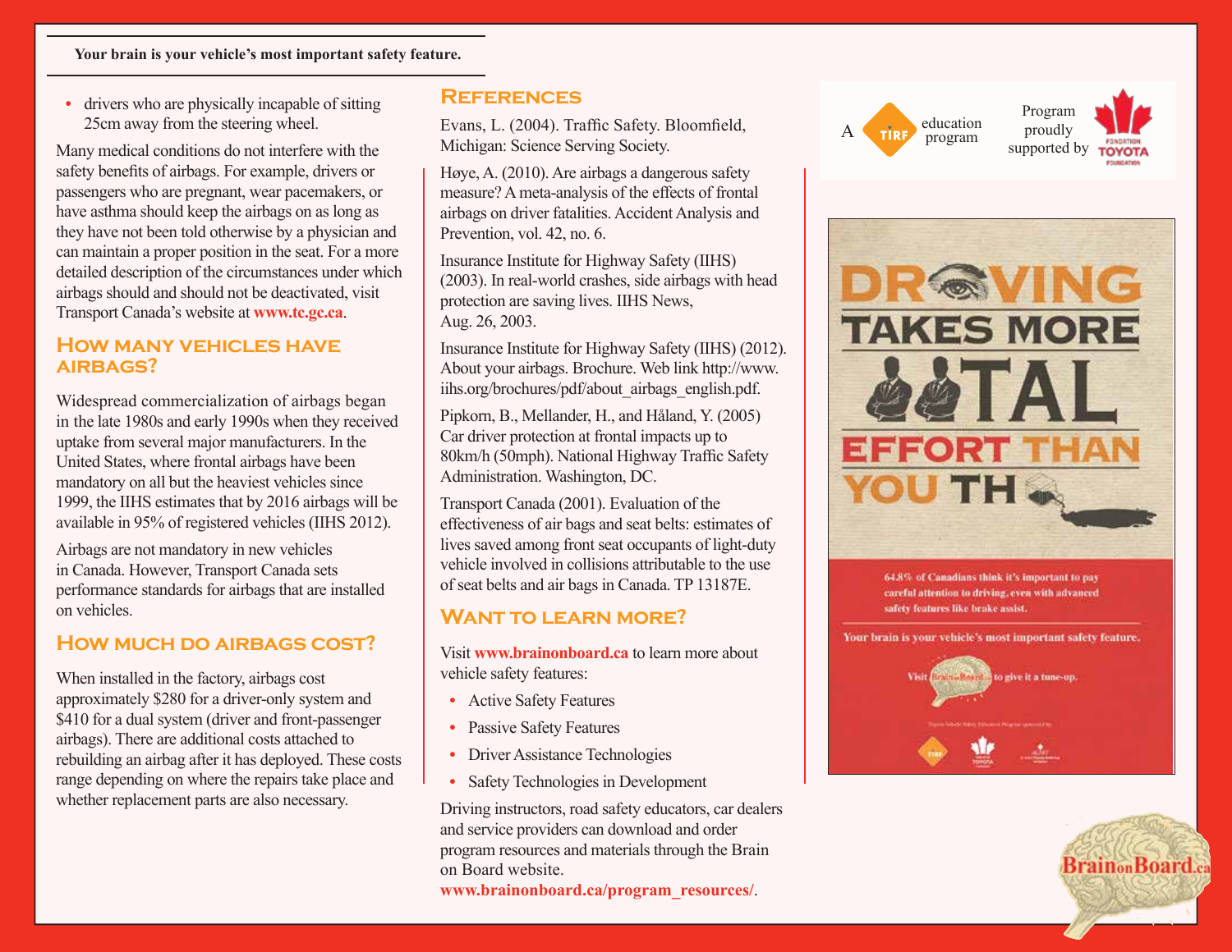**Your brain is your vehicle's most important safety feature.**

- drivers who are physically incapable of sitting 25cm away from the steering wheel.

Many medical conditions do not interfere with the safety benefits of airbags. For example, drivers or passengers who are pregnant, wear pacemakers, or have asthma should keep the airbags on as long as they have not been told otherwise by a physician and can maintain a proper position in the seat. For a more detailed description of the circumstances under which airbags should and should not be deactivated, visit Transport Canada's website at **www.tc.gc.ca**.

## How many vehicles have airbags?

Widespread commercialization of airbags began in the late 1980s and early 1990s when they received uptake from several major manufacturers. In the United States, where frontal airbags have been mandatory on all but the heaviest vehicles since 1999, the IIHS estimates that by 2016 airbags will be available in 95% of registered vehicles (IIHS 2012).

Airbags are not mandatory in new vehicles in Canada. However, Transport Canada sets performance standards for airbags that are installed on vehicles.

## How much do airbags cost?

When installed in the factory, airbags cost approximately $280 for a driver-only system and $410 for a dual system (driver and front-passenger airbags). There are additional costs attached to rebuilding an airbag after it has deployed. These costs range depending on where the repairs take place and whether replacement parts are also necessary.

## References

Evans, L. (2004). Traffic Safety. Bloomfield, Michigan: Science Serving Society.

Høye, A. (2010). Are airbags a dangerous safety measure? A meta-analysis of the effects of frontal airbags on driver fatalities. Accident Analysis and Prevention, vol. 42, no. 6.

Insurance Institute for Highway Safety (IIHS) (2003). In real-world crashes, side airbags with head protection are saving lives. IIHS News, Aug. 26, 2003.

Insurance Institute for Highway Safety (IIHS) (2012). About your airbags. Brochure. Web link http://www.iihs.org/brochures/pdf/about_airbags_english.pdf.

Pipkorn, B., Mellander, H., and Håland, Y. (2005) Car driver protection at frontal impacts up to 80km/h (50mph). National Highway Traffic Safety Administration. Washington, DC.

Transport Canada (2001). Evaluation of the effectiveness of air bags and seat belts: estimates of lives saved among front seat occupants of light-duty vehicle involved in collisions attributable to the use of seat belts and air bags in Canada. TP 13187E.

## Want to learn more?

Visit **www.brainonboard.ca** to learn more about vehicle safety features:

- Active Safety Features
- Passive Safety Features
- Driver Assistance Technologies
- Safety Technologies in Development

Driving instructors, road safety educators, car dealers and service providers can download and order program resources and materials through the Brain on Board website. **www.brainonboard.ca/program_resources/**.

A TIRF education program

Program proudly supported by Toyota Foundation

DRIVING TAKES MORE MENTAL EFFORT THAN YOU THINK

64.8% of Canadians think it's important to pay careful attention to driving, even with advanced safety features like brake assist.

Your brain is your vehicle's most important safety feature.

Visit BrainonBoard.ca to give it a tune-up.

BrainonBoard.ca